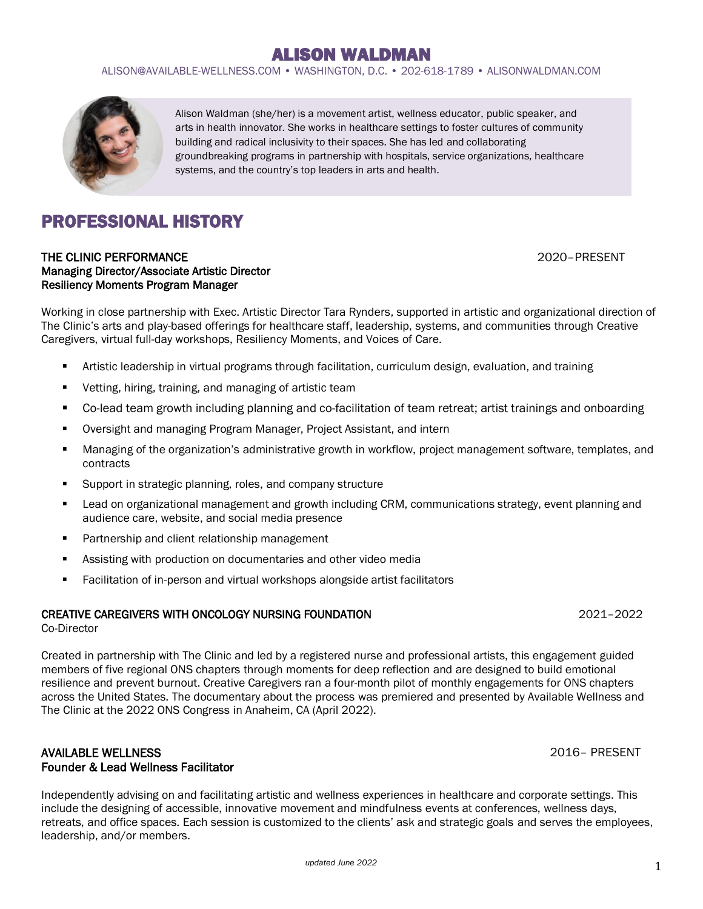# ALISON WALDMAN

ALISON@AVAILABLE-WELLNESS.COM • WASHINGTON, D.C. • 202-618-1789 • ALISONWALDMAN.COM

Alison Waldman (she/her) is a movement artist, wellness educator, public speaker, and arts in health innovator. She works in healthcare settings to foster cultures of community building and radical inclusivity to their spaces. She has led and collaborating groundbreaking programs in partnership with hospitals, service organizations, healthcare systems, and the country's top leaders in arts and health.

## PROFESSIONAL HISTORY

**THE CLINIC PERFORMANCE** 2020–PRESENT
**Managing Director/Associate Artistic Director**
**Resiliency Moments Program Manager**

Working in close partnership with Exec. Artistic Director Tara Rynders, supported in artistic and organizational direction of The Clinic's arts and play-based offerings for healthcare staff, leadership, systems, and communities through Creative Caregivers, virtual full-day workshops, Resiliency Moments, and Voices of Care.

- Artistic leadership in virtual programs through facilitation, curriculum design, evaluation, and training
- Vetting, hiring, training, and managing of artistic team
- Co-lead team growth including planning and co-facilitation of team retreat; artist trainings and onboarding
- Oversight and managing Program Manager, Project Assistant, and intern
- Managing of the organization's administrative growth in workflow, project management software, templates, and contracts
- Support in strategic planning, roles, and company structure
- Lead on organizational management and growth including CRM, communications strategy, event planning and audience care, website, and social media presence
- Partnership and client relationship management
- Assisting with production on documentaries and other video media
- Facilitation of in-person and virtual workshops alongside artist facilitators

**CREATIVE CAREGIVERS WITH ONCOLOGY NURSING FOUNDATION** 2021–2022
Co-Director

Created in partnership with The Clinic and led by a registered nurse and professional artists, this engagement guided members of five regional ONS chapters through moments for deep reflection and are designed to build emotional resilience and prevent burnout. Creative Caregivers ran a four-month pilot of monthly engagements for ONS chapters across the United States. The documentary about the process was premiered and presented by Available Wellness and The Clinic at the 2022 ONS Congress in Anaheim, CA (April 2022).

**AVAILABLE WELLNESS** 2016– PRESENT
**Founder & Lead Wellness Facilitator**

Independently advising on and facilitating artistic and wellness experiences in healthcare and corporate settings. This include the designing of accessible, innovative movement and mindfulness events at conferences, wellness days, retreats, and office spaces. Each session is customized to the clients' ask and strategic goals and serves the employees, leadership, and/or members.

*updated June 2022*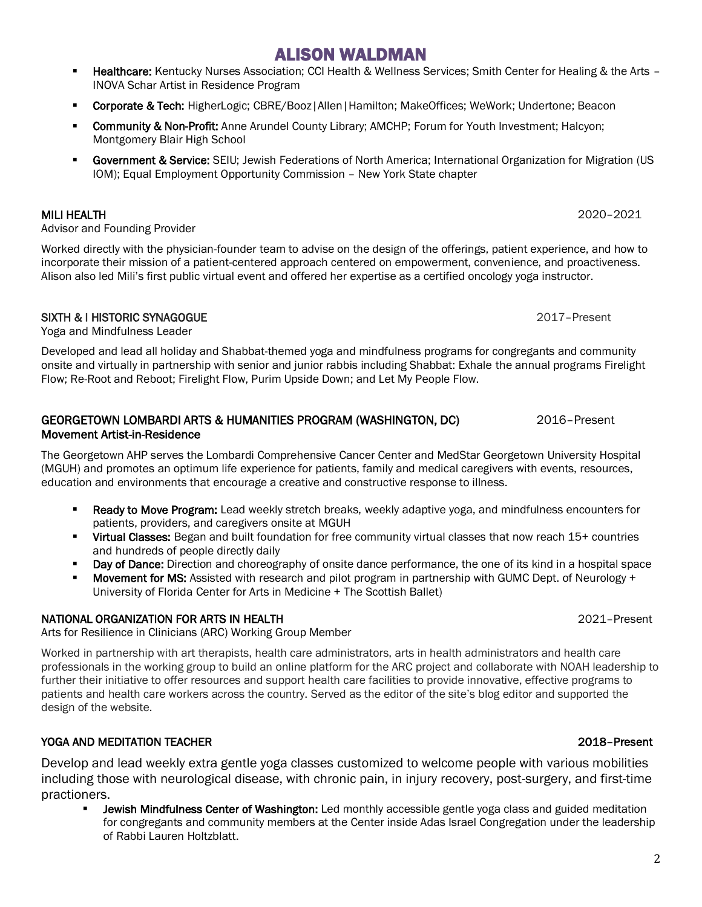- **Healthcare:** Kentucky Nurses Association; CCI Health & Wellness Services; Smith Center for Healing & the Arts – INOVA Schar Artist in Residence Program
- **Corporate & Tech:** HigherLogic; CBRE/Booz|Allen|Hamilton; MakeOffices; WeWork; Undertone; Beacon
- **Community & Non-Profit:** Anne Arundel County Library; AMCHP; Forum for Youth Investment; Halcyon; Montgomery Blair High School
- **Government & Service:** SEIU; Jewish Federations of North America; International Organization for Migration (US IOM); Equal Employment Opportunity Commission – New York State chapter

**MILI HEALTH** 2020–2021

Advisor and Founding Provider

Worked directly with the physician-founder team to advise on the design of the offerings, patient experience, and how to incorporate their mission of a patient-centered approach centered on empowerment, convenience, and proactiveness. Alison also led Mili's first public virtual event and offered her expertise as a certified oncology yoga instructor.

**SIXTH & I HISTORIC SYNAGOGUE** 2017–Present

Yoga and Mindfulness Leader

Developed and lead all holiday and Shabbat-themed yoga and mindfulness programs for congregants and community onsite and virtually in partnership with senior and junior rabbis including Shabbat: Exhale the annual programs Firelight Flow; Re-Root and Reboot; Firelight Flow, Purim Upside Down; and Let My People Flow.

**GEORGETOWN LOMBARDI ARTS & HUMANITIES PROGRAM (WASHINGTON, DC)** 2016–Present

**Movement Artist-in-Residence**

The Georgetown AHP serves the Lombardi Comprehensive Cancer Center and MedStar Georgetown University Hospital (MGUH) and promotes an optimum life experience for patients, family and medical caregivers with events, resources, education and environments that encourage a creative and constructive response to illness.

- **Ready to Move Program:** Lead weekly stretch breaks, weekly adaptive yoga, and mindfulness encounters for patients, providers, and caregivers onsite at MGUH
- **Virtual Classes:** Began and built foundation for free community virtual classes that now reach 15+ countries and hundreds of people directly daily
- **Day of Dance:** Direction and choreography of onsite dance performance, the one of its kind in a hospital space
- **Movement for MS:** Assisted with research and pilot program in partnership with GUMC Dept. of Neurology + University of Florida Center for Arts in Medicine + The Scottish Ballet)

**NATIONAL ORGANIZATION FOR ARTS IN HEALTH** 2021–Present

Arts for Resilience in Clinicians (ARC) Working Group Member

Worked in partnership with art therapists, health care administrators, arts in health administrators and health care professionals in the working group to build an online platform for the ARC project and collaborate with NOAH leadership to further their initiative to offer resources and support health care facilities to provide innovative, effective programs to patients and health care workers across the country. Served as the editor of the site's blog editor and supported the design of the website.

**YOGA AND MEDITATION TEACHER** **2018–Present**

Develop and lead weekly extra gentle yoga classes customized to welcome people with various mobilities including those with neurological disease, with chronic pain, in injury recovery, post-surgery, and first-time practioners.

- **Jewish Mindfulness Center of Washington:** Led monthly accessible gentle yoga class and guided meditation for congregants and community members at the Center inside Adas Israel Congregation under the leadership of Rabbi Lauren Holtzblatt.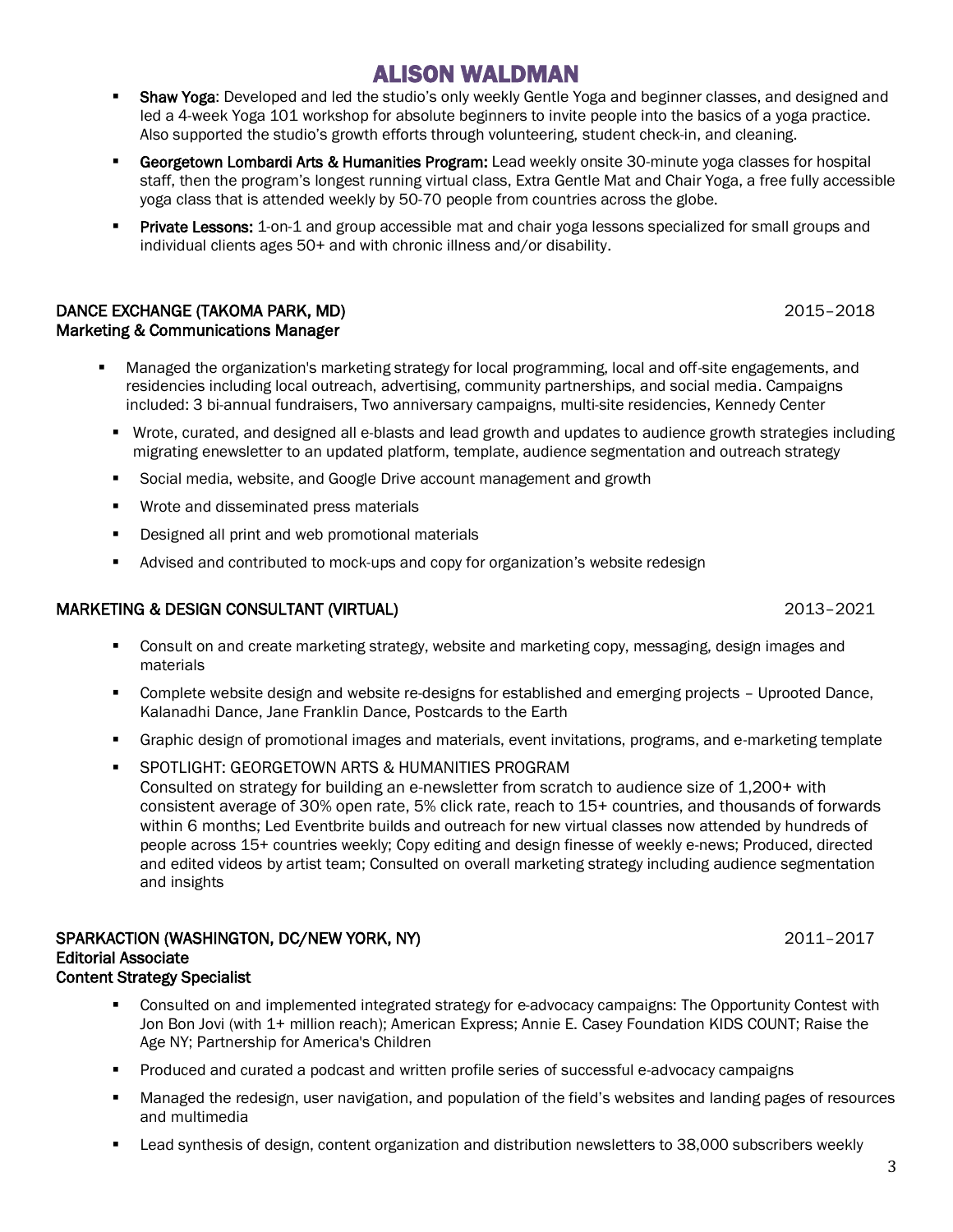- **Shaw Yoga**: Developed and led the studio's only weekly Gentle Yoga and beginner classes, and designed and led a 4-week Yoga 101 workshop for absolute beginners to invite people into the basics of a yoga practice. Also supported the studio's growth efforts through volunteering, student check-in, and cleaning.
- **Georgetown Lombardi Arts & Humanities Program:** Lead weekly onsite 30-minute yoga classes for hospital staff, then the program's longest running virtual class, Extra Gentle Mat and Chair Yoga, a free fully accessible yoga class that is attended weekly by 50-70 people from countries across the globe.
- **Private Lessons:** 1-on-1 and group accessible mat and chair yoga lessons specialized for small groups and individual clients ages 50+ and with chronic illness and/or disability.

**DANCE EXCHANGE (TAKOMA PARK, MD)** 2015–2018
**Marketing & Communications Manager**

- Managed the organization's marketing strategy for local programming, local and off-site engagements, and residencies including local outreach, advertising, community partnerships, and social media. Campaigns included: 3 bi-annual fundraisers, Two anniversary campaigns, multi-site residencies, Kennedy Center
- Wrote, curated, and designed all e-blasts and lead growth and updates to audience growth strategies including migrating enewsletter to an updated platform, template, audience segmentation and outreach strategy
- Social media, website, and Google Drive account management and growth
- Wrote and disseminated press materials
- Designed all print and web promotional materials
- Advised and contributed to mock-ups and copy for organization's website redesign

**MARKETING & DESIGN CONSULTANT (VIRTUAL)** 2013–2021

- Consult on and create marketing strategy, website and marketing copy, messaging, design images and materials
- Complete website design and website re-designs for established and emerging projects – Uprooted Dance, Kalanadhi Dance, Jane Franklin Dance, Postcards to the Earth
- Graphic design of promotional images and materials, event invitations, programs, and e-marketing template
- SPOTLIGHT: GEORGETOWN ARTS & HUMANITIES PROGRAM
  Consulted on strategy for building an e-newsletter from scratch to audience size of 1,200+ with consistent average of 30% open rate, 5% click rate, reach to 15+ countries, and thousands of forwards within 6 months; Led Eventbrite builds and outreach for new virtual classes now attended by hundreds of people across 15+ countries weekly; Copy editing and design finesse of weekly e-news; Produced, directed and edited videos by artist team; Consulted on overall marketing strategy including audience segmentation and insights

**SPARKACTION (WASHINGTON, DC/NEW YORK, NY)** 2011–2017
**Editorial Associate**
**Content Strategy Specialist**

- Consulted on and implemented integrated strategy for e-advocacy campaigns: The Opportunity Contest with Jon Bon Jovi (with 1+ million reach); American Express; Annie E. Casey Foundation KIDS COUNT; Raise the Age NY; Partnership for America's Children
- Produced and curated a podcast and written profile series of successful e-advocacy campaigns
- Managed the redesign, user navigation, and population of the field's websites and landing pages of resources and multimedia
- Lead synthesis of design, content organization and distribution newsletters to 38,000 subscribers weekly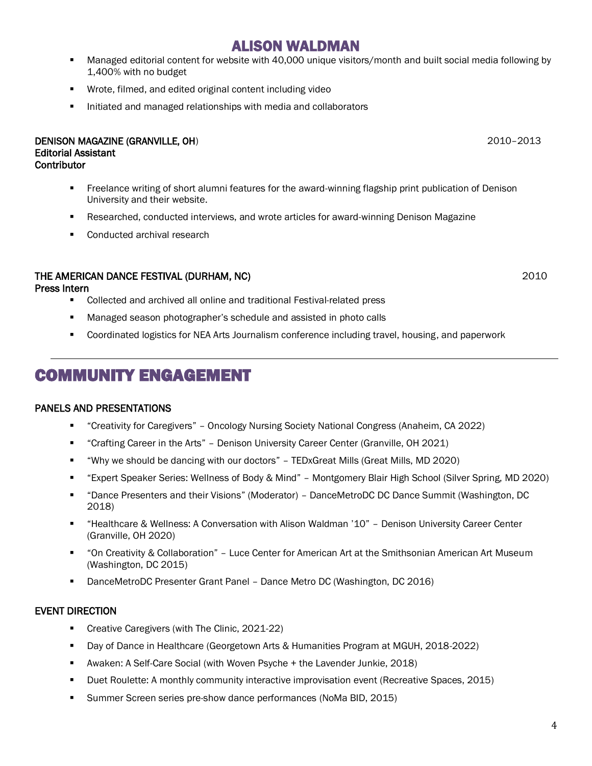- Managed editorial content for website with 40,000 unique visitors/month and built social media following by 1,400% with no budget
- Wrote, filmed, and edited original content including video
- Initiated and managed relationships with media and collaborators

**DENISON MAGAZINE (GRANVILLE, OH)** 2010–2013
**Editorial Assistant**
**Contributor**

- Freelance writing of short alumni features for the award-winning flagship print publication of Denison University and their website.
- Researched, conducted interviews, and wrote articles for award-winning Denison Magazine
- Conducted archival research

**THE AMERICAN DANCE FESTIVAL (DURHAM, NC)** 2010
**Press Intern**

- Collected and archived all online and traditional Festival-related press
- Managed season photographer's schedule and assisted in photo calls
- Coordinated logistics for NEA Arts Journalism conference including travel, housing, and paperwork

---

# COMMUNITY ENGAGEMENT

### PANELS AND PRESENTATIONS

- "Creativity for Caregivers" – Oncology Nursing Society National Congress (Anaheim, CA 2022)
- "Crafting Career in the Arts" – Denison University Career Center (Granville, OH 2021)
- "Why we should be dancing with our doctors" – TEDxGreat Mills (Great Mills, MD 2020)
- "Expert Speaker Series: Wellness of Body & Mind" – Montgomery Blair High School (Silver Spring, MD 2020)
- "Dance Presenters and their Visions" (Moderator) – DanceMetroDC DC Dance Summit (Washington, DC 2018)
- "Healthcare & Wellness: A Conversation with Alison Waldman '10" – Denison University Career Center (Granville, OH 2020)
- "On Creativity & Collaboration" – Luce Center for American Art at the Smithsonian American Art Museum (Washington, DC 2015)
- DanceMetroDC Presenter Grant Panel – Dance Metro DC (Washington, DC 2016)

### EVENT DIRECTION

- Creative Caregivers (with The Clinic, 2021-22)
- Day of Dance in Healthcare (Georgetown Arts & Humanities Program at MGUH, 2018-2022)
- Awaken: A Self-Care Social (with Woven Psyche + the Lavender Junkie, 2018)
- Duet Roulette: A monthly community interactive improvisation event (Recreative Spaces, 2015)
- Summer Screen series pre-show dance performances (NoMa BID, 2015)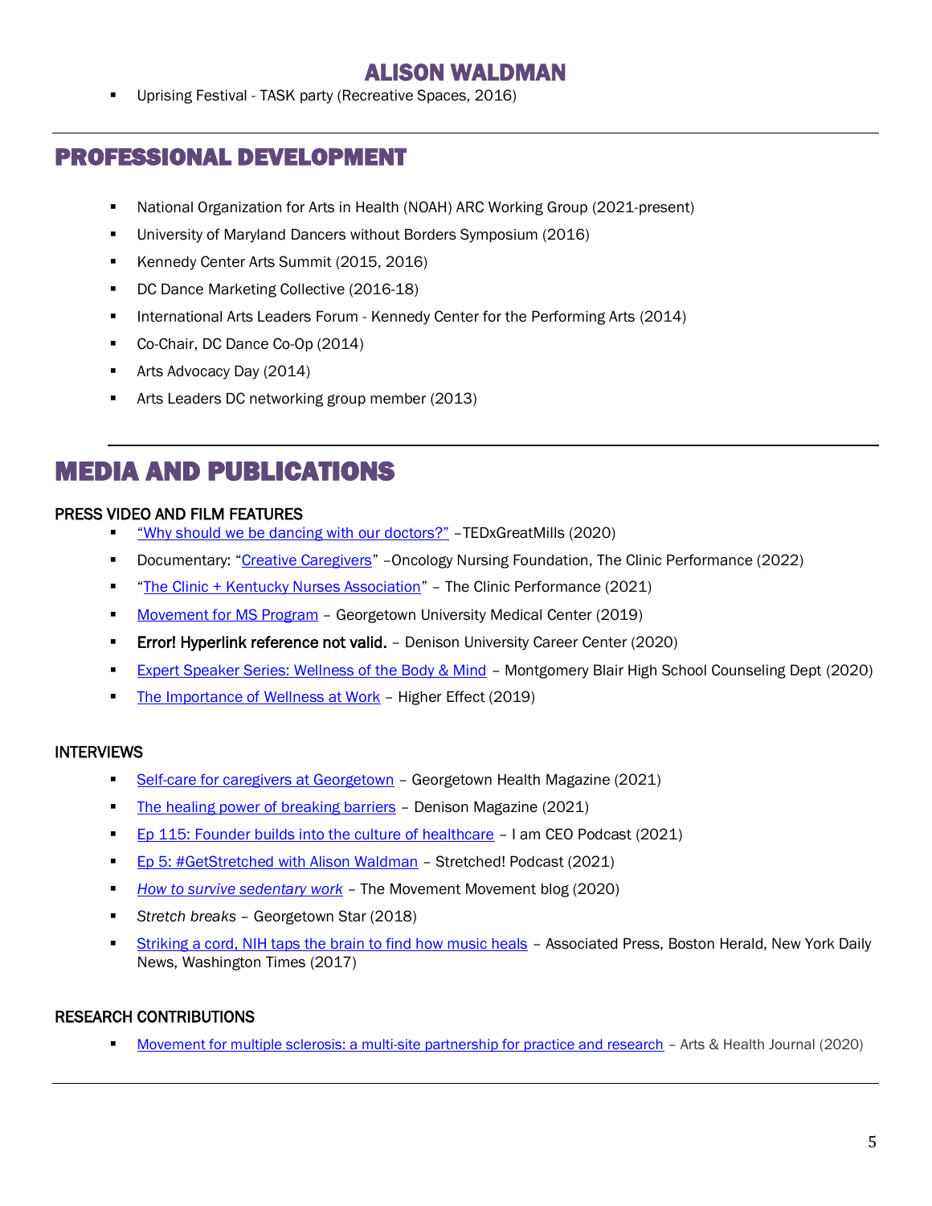- Uprising Festival - TASK party (Recreative Spaces, 2016)

## PROFESSIONAL DEVELOPMENT

- National Organization for Arts in Health (NOAH) ARC Working Group (2021-present)
- University of Maryland Dancers without Borders Symposium (2016)
- Kennedy Center Arts Summit (2015, 2016)
- DC Dance Marketing Collective (2016-18)
- International Arts Leaders Forum - Kennedy Center for the Performing Arts (2014)
- Co-Chair, DC Dance Co-Op (2014)
- Arts Advocacy Day (2014)
- Arts Leaders DC networking group member (2013)

## MEDIA AND PUBLICATIONS

### PRESS VIDEO AND FILM FEATURES

- "Why should we be dancing with our doctors?" –TEDxGreatMills (2020)
- Documentary: "Creative Caregivers" –Oncology Nursing Foundation, The Clinic Performance (2022)
- "The Clinic + Kentucky Nurses Association" – The Clinic Performance (2021)
- Movement for MS Program – Georgetown University Medical Center (2019)
- **Error! Hyperlink reference not valid.** – Denison University Career Center (2020)
- Expert Speaker Series: Wellness of the Body & Mind – Montgomery Blair High School Counseling Dept (2020)
- The Importance of Wellness at Work – Higher Effect (2019)

### INTERVIEWS

- Self-care for caregivers at Georgetown – Georgetown Health Magazine (2021)
- The healing power of breaking barriers – Denison Magazine (2021)
- Ep 115: Founder builds into the culture of healthcare – I am CEO Podcast (2021)
- Ep 5: #GetStretched with Alison Waldman – Stretched! Podcast (2021)
- *How to survive sedentary work* – The Movement Movement blog (2020)
- *Stretch breaks* – Georgetown Star (2018)
- Striking a cord, NIH taps the brain to find how music heals – Associated Press, Boston Herald, New York Daily News, Washington Times (2017)

### RESEARCH CONTRIBUTIONS

- Movement for multiple sclerosis: a multi-site partnership for practice and research – Arts & Health Journal (2020)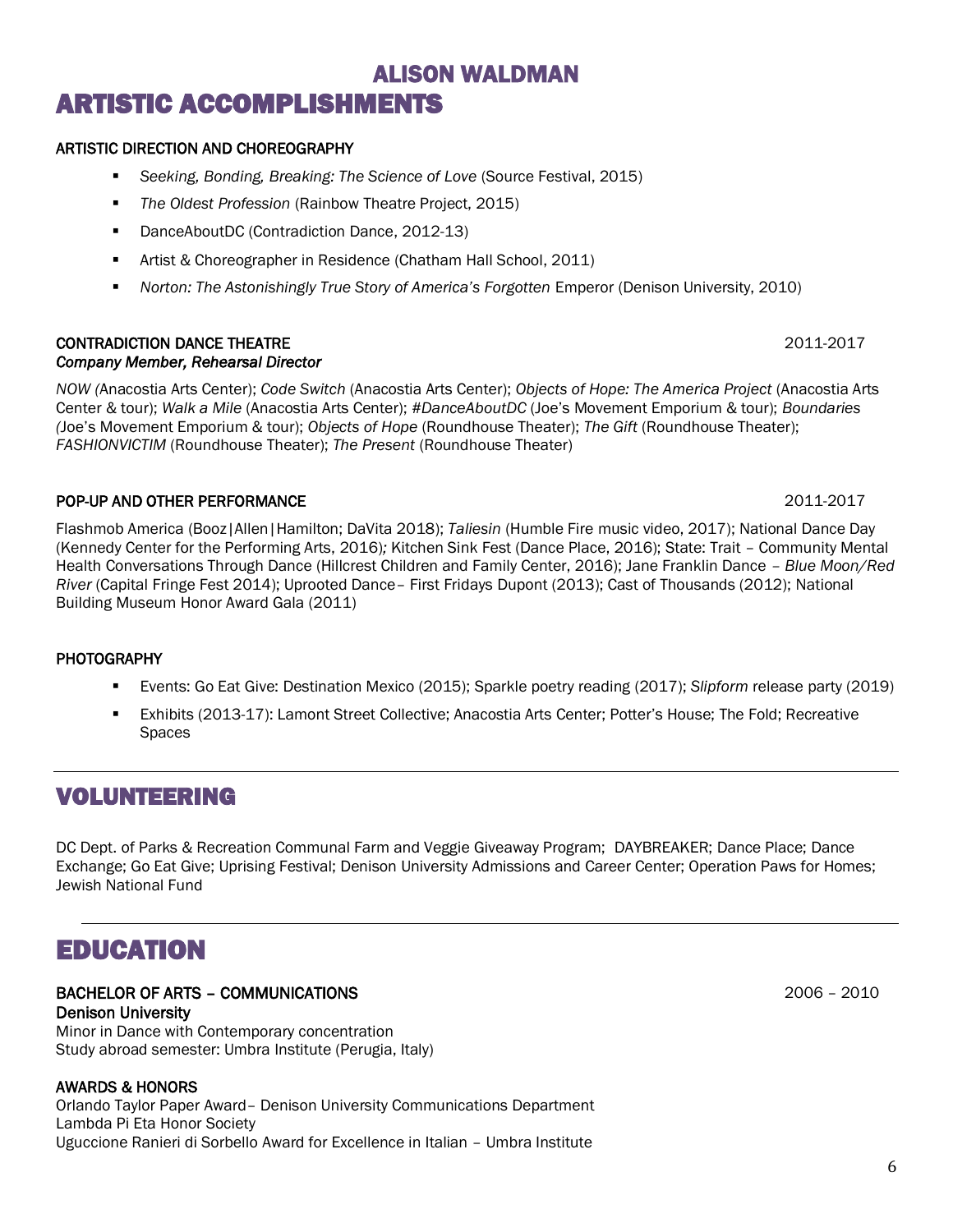# ALISON WALDMAN

# ARTISTIC ACCOMPLISHMENTS

### ARTISTIC DIRECTION AND CHOREOGRAPHY

- *Seeking, Bonding, Breaking: The Science of Love* (Source Festival, 2015)
- *The Oldest Profession* (Rainbow Theatre Project, 2015)
- DanceAboutDC (Contradiction Dance, 2012-13)
- Artist & Choreographer in Residence (Chatham Hall School, 2011)
- *Norton: The Astonishingly True Story of America's Forgotten* Emperor (Denison University, 2010)

### CONTRADICTION DANCE THEATRE — 2011-2017

***Company Member, Rehearsal Director***

*NOW (*Anacostia Arts Center); *Code Switch* (Anacostia Arts Center); *Objects of Hope: The America Project* (Anacostia Arts Center & tour); *Walk a Mile* (Anacostia Arts Center); *#DanceAboutDC* (Joe's Movement Emporium & tour); *Boundaries (*Joe's Movement Emporium & tour); *Objects of Hope* (Roundhouse Theater); *The Gift* (Roundhouse Theater); *FASHIONVICTIM* (Roundhouse Theater); *The Present* (Roundhouse Theater)

### POP-UP AND OTHER PERFORMANCE — 2011-2017

Flashmob America (Booz|Allen|Hamilton; DaVita 2018); *Taliesin* (Humble Fire music video, 2017); National Dance Day (Kennedy Center for the Performing Arts, 2016)*;* Kitchen Sink Fest (Dance Place, 2016); State: Trait – Community Mental Health Conversations Through Dance (Hillcrest Children and Family Center, 2016); Jane Franklin Dance – *Blue Moon/Red River* (Capital Fringe Fest 2014); Uprooted Dance– First Fridays Dupont (2013); Cast of Thousands (2012); National Building Museum Honor Award Gala (2011)

### PHOTOGRAPHY

- Events: Go Eat Give: Destination Mexico (2015); Sparkle poetry reading (2017); *Slipform* release party (2019)
- Exhibits (2013-17): Lamont Street Collective; Anacostia Arts Center; Potter's House; The Fold; Recreative Spaces

# VOLUNTEERING

DC Dept. of Parks & Recreation Communal Farm and Veggie Giveaway Program; DAYBREAKER; Dance Place; Dance Exchange; Go Eat Give; Uprising Festival; Denison University Admissions and Career Center; Operation Paws for Homes; Jewish National Fund

# EDUCATION

### BACHELOR OF ARTS – COMMUNICATIONS — 2006 – 2010

**Denison University**
Minor in Dance with Contemporary concentration
Study abroad semester: Umbra Institute (Perugia, Italy)

### AWARDS & HONORS

Orlando Taylor Paper Award– Denison University Communications Department
Lambda Pi Eta Honor Society
Uguccione Ranieri di Sorbello Award for Excellence in Italian – Umbra Institute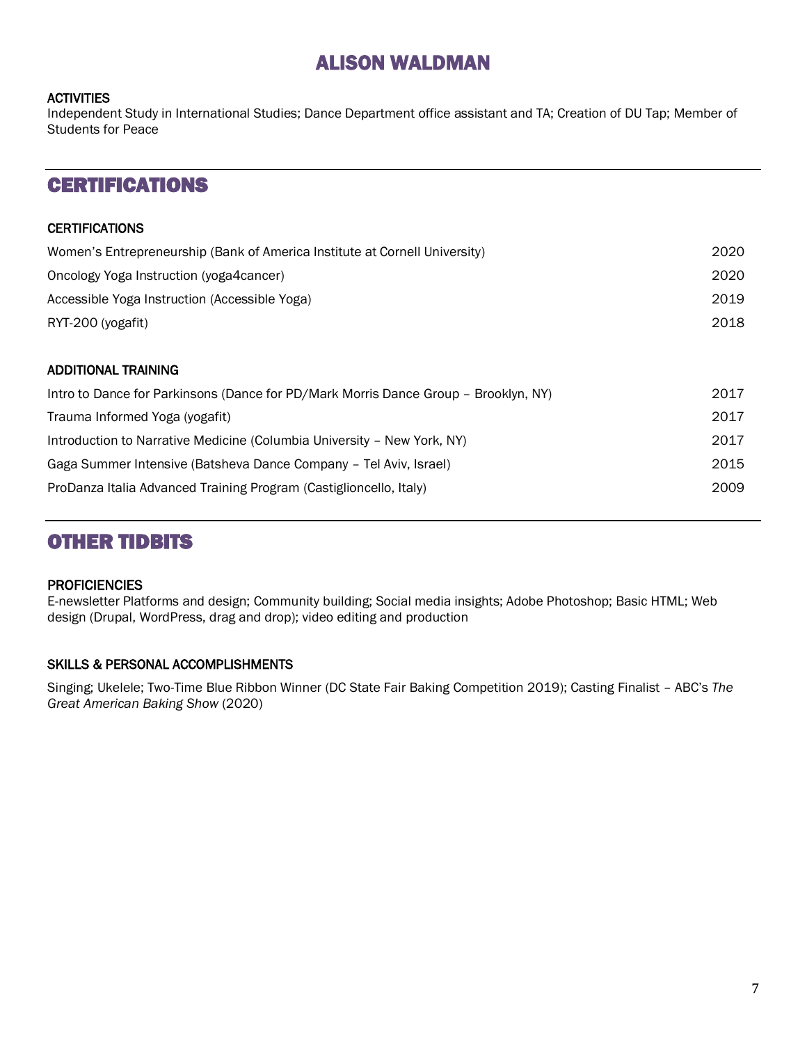# ALISON WALDMAN

### ACTIVITIES

Independent Study in International Studies; Dance Department office assistant and TA; Creation of DU Tap; Member of Students for Peace

## CERTIFICATIONS

### CERTIFICATIONS

| | |
|---|---|
| Women's Entrepreneurship (Bank of America Institute at Cornell University) | 2020 |
| Oncology Yoga Instruction (yoga4cancer) | 2020 |
| Accessible Yoga Instruction (Accessible Yoga) | 2019 |
| RYT-200 (yogafit) | 2018 |

### ADDITIONAL TRAINING

| | |
|---|---|
| Intro to Dance for Parkinsons (Dance for PD/Mark Morris Dance Group – Brooklyn, NY) | 2017 |
| Trauma Informed Yoga (yogafit) | 2017 |
| Introduction to Narrative Medicine (Columbia University – New York, NY) | 2017 |
| Gaga Summer Intensive (Batsheva Dance Company – Tel Aviv, Israel) | 2015 |
| ProDanza Italia Advanced Training Program (Castiglioncello, Italy) | 2009 |

## OTHER TIDBITS

### PROFICIENCIES

E-newsletter Platforms and design; Community building; Social media insights; Adobe Photoshop; Basic HTML; Web design (Drupal, WordPress, drag and drop); video editing and production

### SKILLS & PERSONAL ACCOMPLISHMENTS

Singing; Ukelele; Two-Time Blue Ribbon Winner (DC State Fair Baking Competition 2019); Casting Finalist – ABC's *The Great American Baking Show* (2020)